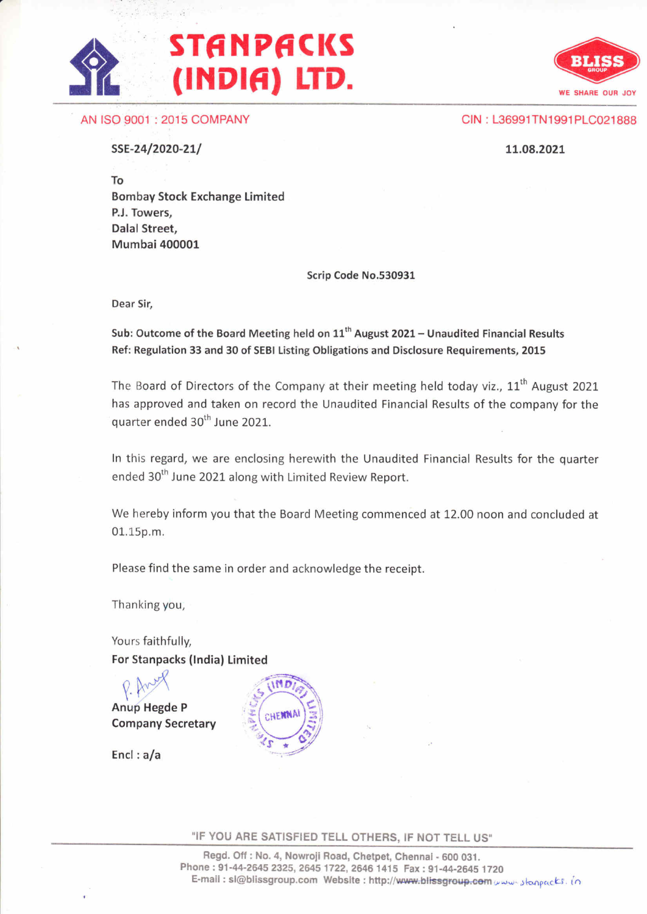# STANPACKS (INDIA) LTD.

BLISS GROUP — WE SHARE OUR JOY

AN ISO 9001 : 2015 COMPANY

CIN : L36991TN1991PLC021888

SSE-24/2020-21/

11.08.2021

To
Bombay Stock Exchange Limited
P.J. Towers,
Dalal Street,
Mumbai 400001

Scrip Code No.530931

Dear Sir,

**Sub: Outcome of the Board Meeting held on 11th August 2021 – Unaudited Financial Results**
**Ref: Regulation 33 and 30 of SEBI Listing Obligations and Disclosure Requirements, 2015**

The Board of Directors of the Company at their meeting held today viz., 11th August 2021 has approved and taken on record the Unaudited Financial Results of the company for the quarter ended 30th June 2021.

In this regard, we are enclosing herewith the Unaudited Financial Results for the quarter ended 30th June 2021 along with Limited Review Report.

We hereby inform you that the Board Meeting commenced at 12.00 noon and concluded at 01.15p.m.

Please find the same in order and acknowledge the receipt.

Thanking you,

Yours faithfully,
**For Stanpacks (India) Limited**

Anup Hegde P
Company Secretary

Encl : a/a

"IF YOU ARE SATISFIED TELL OTHERS, IF NOT TELL US"

Regd. Off : No. 4, Nowroji Road, Chetpet, Chennai - 600 031.
Phone : 91-44-2645 2325, 2645 1722, 2646 1415 Fax : 91-44-2645 1720
E-mail : sl@blissgroup.com Website : http://~~www.blissgroup.com~~ www.stanpacks.in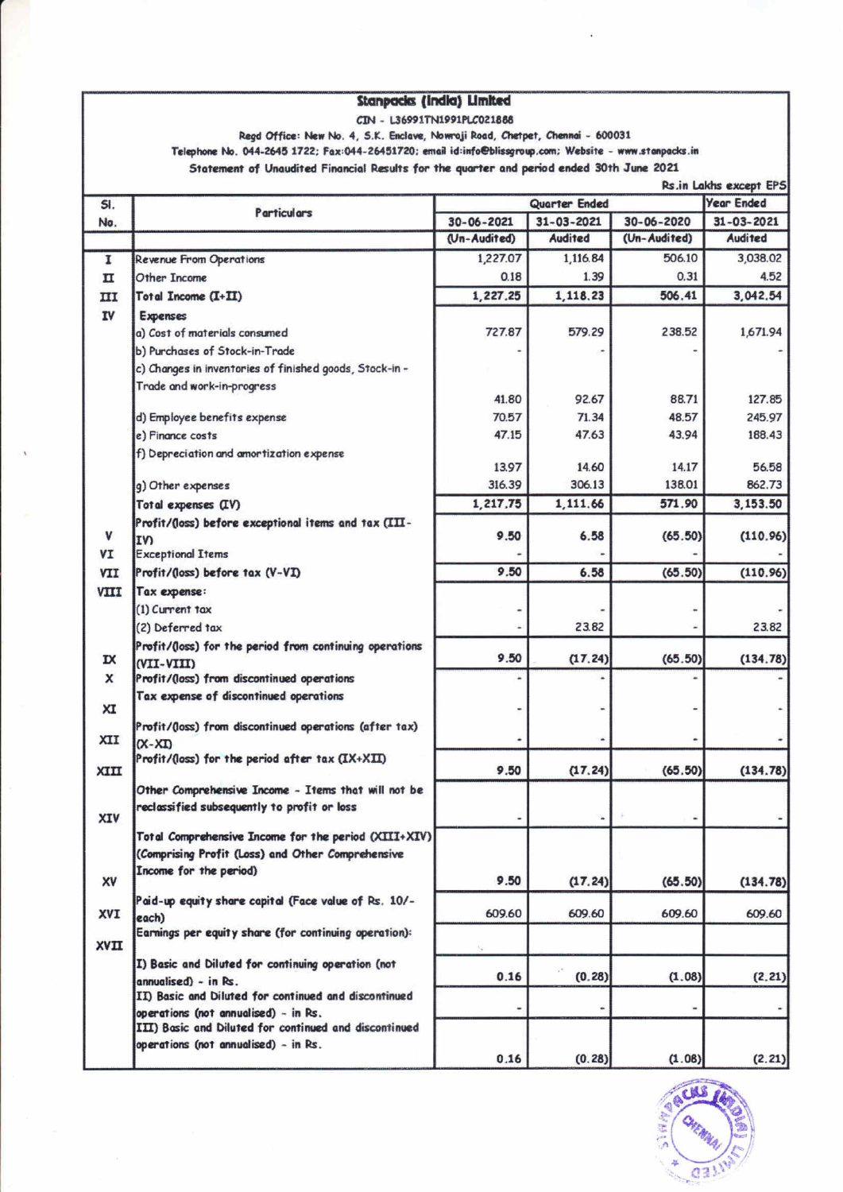# Stanpacks (India) Limited

CIN - L36991TN1991PLC021888

Regd Office: New No. 4, S.K. Enclave, Nowroji Road, Chetpet, Chennai - 600031

Telephone No. 044-2645 1722; Fax:044-26451720; email id:info@blissgroup.com; Website - www.stanpacks.in

Statement of Unaudited Financial Results for the quarter and period ended 30th June 2021

Rs.in Lakhs except EPS

| Sl. No. | Particulars | Quarter Ended | | | Year Ended |
|---|---|---|---|---|---|
| | | 30-06-2021 | 31-03-2021 | 30-06-2020 | 31-03-2021 |
| | | (Un-Audited) | Audited | (Un-Audited) | Audited |
| I | Revenue From Operations | 1,227.07 | 1,116.84 | 506.10 | 3,038.02 |
| II | Other Income | 0.18 | 1.39 | 0.31 | 4.52 |
| III | Total Income (I+II) | 1,227.25 | 1,118.23 | 506.41 | 3,042.54 |
| IV | Expenses | | | | |
| | a) Cost of materials consumed | 727.87 | 579.29 | 238.52 | 1,671.94 |
| | b) Purchases of Stock-in-Trade | - | - | - | - |
| | c) Changes in inventories of finished goods, Stock-in -Trade and work-in-progress | 41.80 | 92.67 | 88.71 | 127.85 |
| | d) Employee benefits expense | 70.57 | 71.34 | 48.57 | 245.97 |
| | e) Finance costs | 47.15 | 47.63 | 43.94 | 188.43 |
| | f) Depreciation and amortization expense | 13.97 | 14.60 | 14.17 | 56.58 |
| | g) Other expenses | 316.39 | 306.13 | 138.01 | 862.73 |
| | Total expenses (IV) | 1,217.75 | 1,111.66 | 571.90 | 3,153.50 |
| V | Profit/(loss) before exceptional items and tax (III-IV) | 9.50 | 6.58 | (65.50) | (110.96) |
| VI | Exceptional Items | - | - | - | - |
| VII | Profit/(loss) before tax (V-VI) | 9.50 | 6.58 | (65.50) | (110.96) |
| VIII | Tax expense: | | | | |
| | (1) Current tax | - | - | - | - |
| | (2) Deferred tax | - | 23.82 | - | 23.82 |
| IX | Profit/(loss) for the period from continuing operations (VII-VIII) | 9.50 | (17.24) | (65.50) | (134.78) |
| X | Profit/(loss) from discontinued operations | - | - | - | - |
| XI | Tax expense of discontinued operations | - | - | - | - |
| XII | Profit/(loss) from discontinued operations (after tax) (X-XI) | - | - | - | - |
| XIII | Profit/(loss) for the period after tax (IX+XII) | 9.50 | (17.24) | (65.50) | (134.78) |
| XIV | Other Comprehensive Income - Items that will not be reclassified subsequently to profit or loss | - | - | - | - |
| XV | Total Comprehensive Income for the period (XIII+XIV) (Comprising Profit (Loss) and Other Comprehensive Income for the period) | 9.50 | (17.24) | (65.50) | (134.78) |
| XVI | Paid-up equity share capital (Face value of Rs. 10/- each) | 609.60 | 609.60 | 609.60 | 609.60 |
| XVII | Earnings per equity share (for continuing operation): | | | | |
| | I) Basic and Diluted for continuing operation (not annualised) - in Rs. | 0.16 | (0.28) | (1.08) | (2.21) |
| | II) Basic and Diluted for continued and discontinued operations (not annualised) - in Rs. | - | - | - | - |
| | III) Basic and Diluted for continued and discontinued operations (not annualised) - in Rs. | 0.16 | (0.28) | (1.08) | (2.21) |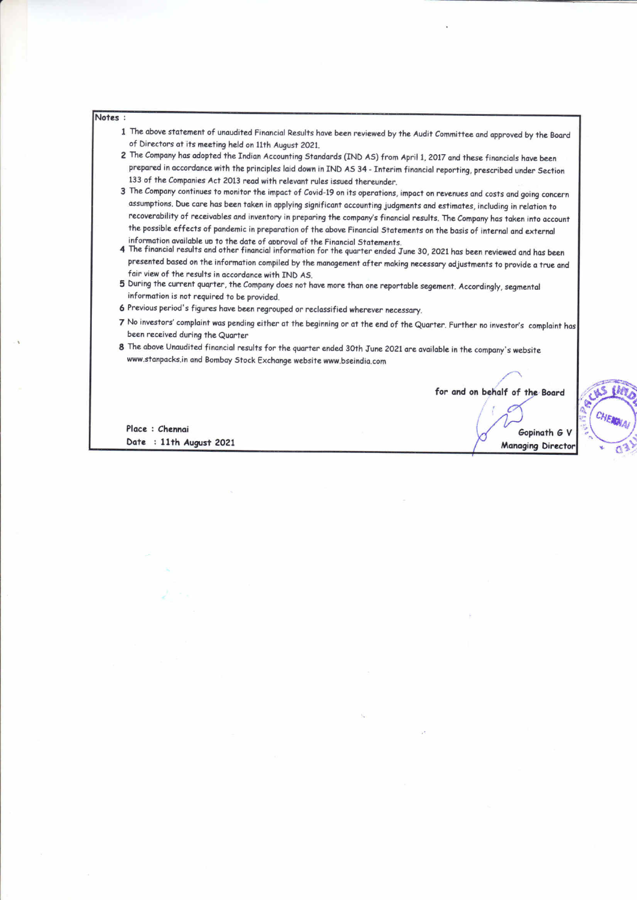**Notes :**

1. The above statement of unaudited Financial Results have been reviewed by the Audit Committee and approved by the Board of Directors at its meeting held on 11th August 2021.
2. The Company has adopted the Indian Accounting Standards (IND AS) from April 1, 2017 and these financials have been prepared in accordance with the principles laid down in IND AS 34 - Interim financial reporting, prescribed under Section 133 of the Companies Act 2013 read with relevant rules issued thereunder.
3. The Company continues to monitor the impact of Covid-19 on its operations, impact on revenues and costs and going concern assumptions. Due care has been taken in applying significant accounting judgments and estimates, including in relation to recoverability of receivables and inventory in preparing the company's financial results. The Company has taken into account the possible effects of pandemic in preparation of the above Financial Statements on the basis of internal and external information available up to the date of approval of the Financial Statements.
4. The financial results and other financial information for the quarter ended June 30, 2021 has been reviewed and has been presented based on the information compiled by the management after making necessary adjustments to provide a true and fair view of the results in accordance with IND AS.
5. During the current quarter, the Company does not have more than one reportable segement. Accordingly, segmental information is not required to be provided.
6. Previous period's figures have been regrouped or reclassified wherever necessary.
7. No investors' complaint was pending either at the beginning or at the end of the Quarter. Further no investor's complaint has been received during the Quarter
8. The above Unaudited financial results for the quarter ended 30th June 2021 are available in the company's website www.stanpacks.in and Bombay Stock Exchange website www.bseindia.com

**for and on behalf of the Board**

**Place : Chennai**

**Date : 11th August 2021**

**Gopinath G V**

**Managing Director**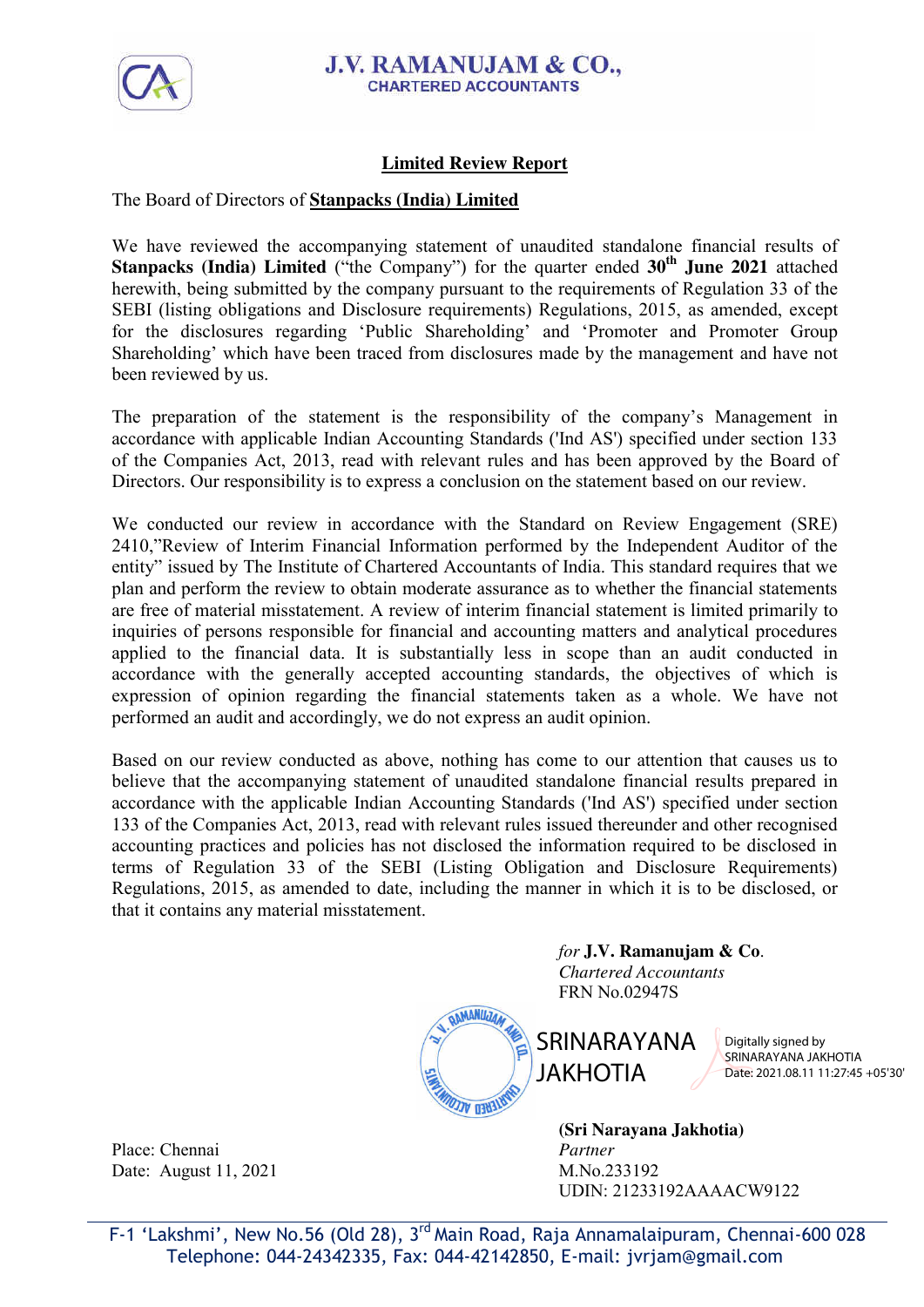# J.V. RAMANUJAM & CO.,
CHARTERED ACCOUNTANTS

## Limited Review Report

The Board of Directors of **Stanpacks (India) Limited**

We have reviewed the accompanying statement of unaudited standalone financial results of **Stanpacks (India) Limited** ("the Company") for the quarter ended **30th June 2021** attached herewith, being submitted by the company pursuant to the requirements of Regulation 33 of the SEBI (listing obligations and Disclosure requirements) Regulations, 2015, as amended, except for the disclosures regarding 'Public Shareholding' and 'Promoter and Promoter Group Shareholding' which have been traced from disclosures made by the management and have not been reviewed by us.

The preparation of the statement is the responsibility of the company's Management in accordance with applicable Indian Accounting Standards ('Ind AS') specified under section 133 of the Companies Act, 2013, read with relevant rules and has been approved by the Board of Directors. Our responsibility is to express a conclusion on the statement based on our review.

We conducted our review in accordance with the Standard on Review Engagement (SRE) 2410,"Review of Interim Financial Information performed by the Independent Auditor of the entity" issued by The Institute of Chartered Accountants of India. This standard requires that we plan and perform the review to obtain moderate assurance as to whether the financial statements are free of material misstatement. A review of interim financial statement is limited primarily to inquiries of persons responsible for financial and accounting matters and analytical procedures applied to the financial data. It is substantially less in scope than an audit conducted in accordance with the generally accepted accounting standards, the objectives of which is expression of opinion regarding the financial statements taken as a whole. We have not performed an audit and accordingly, we do not express an audit opinion.

Based on our review conducted as above, nothing has come to our attention that causes us to believe that the accompanying statement of unaudited standalone financial results prepared in accordance with the applicable Indian Accounting Standards ('Ind AS') specified under section 133 of the Companies Act, 2013, read with relevant rules issued thereunder and other recognised accounting practices and policies has not disclosed the information required to be disclosed in terms of Regulation 33 of the SEBI (Listing Obligation and Disclosure Requirements) Regulations, 2015, as amended to date, including the manner in which it is to be disclosed, or that it contains any material misstatement.

*for* **J.V. Ramanujam & Co**.
*Chartered Accountants*
FRN No.02947S

SRINARAYANA JAKHOTIA
Digitally signed by SRINARAYANA JAKHOTIA
Date: 2021.08.11 11:27:45 +05'30'

**(Sri Narayana Jakhotia)**
*Partner*
M.No.233192
UDIN: 21233192AAAACW9122

Place: Chennai
Date: August 11, 2021

F-1 'Lakshmi', New No.56 (Old 28), 3rd Main Road, Raja Annamalaipuram, Chennai-600 028
Telephone: 044-24342335, Fax: 044-42142850, E-mail: jvrjam@gmail.com